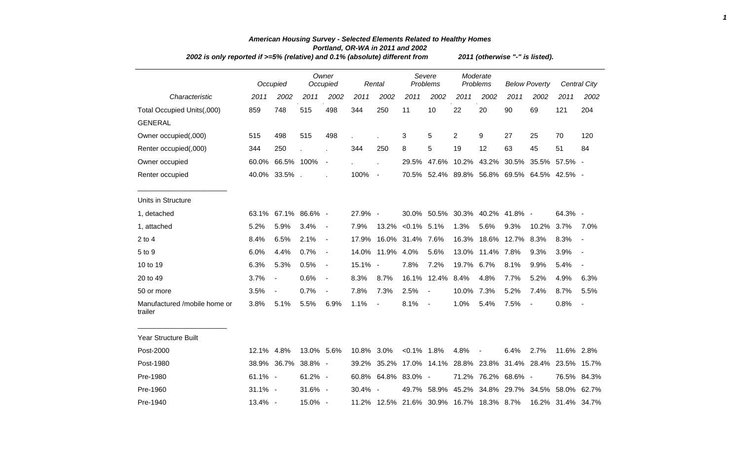# American Housing Survey - Selected Elements Related to Healthy Homes

## Portland, OR-WA in 2011 and 2002

*2002 is only reported if >=5% (relative) and 0.1% (absolute) different from 2011 (otherwise "-" is listed).*

| | Occupied | | Owner Occupied | | Rental | | Severe Problems | | Moderate Problems | | Below Poverty | | Central City | |
|---|---|---|---|---|---|---|---|---|---|---|---|---|---|---|
| *Characteristic* | *2011* | *2002* | *2011* | *2002* | *2011* | *2002* | *2011* | *2002* | *2011* | *2002* | *2011* | *2002* | *2011* | *2002* |
| Total Occupied Units(,000) | 859 | 748 | 515 | 498 | 344 | 250 | 11 | 10 | 22 | 20 | 90 | 69 | 121 | 204 |
| GENERAL | | | | | | | | | | | | | | |
| Owner occupied(,000) | 515 | 498 | 515 | 498 | . | . | 3 | 5 | 2 | 9 | 27 | 25 | 70 | 120 |
| Renter occupied(,000) | 344 | 250 | . | . | 344 | 250 | 8 | 5 | 19 | 12 | 63 | 45 | 51 | 84 |
| Owner occupied | 60.0% | 66.5% | 100% | - | . | . | 29.5% | 47.6% | 10.2% | 43.2% | 30.5% | 35.5% | 57.5% | - |
| Renter occupied | 40.0% | 33.5% | . | . | 100% | - | 70.5% | 52.4% | 89.8% | 56.8% | 69.5% | 64.5% | 42.5% | - |
| Units in Structure | | | | | | | | | | | | | | |
| 1, detached | 63.1% | 67.1% | 86.6% | - | 27.9% | - | 30.0% | 50.5% | 30.3% | 40.2% | 41.8% | - | 64.3% | - |
| 1, attached | 5.2% | 5.9% | 3.4% | - | 7.9% | 13.2% | <0.1% | 5.1% | 1.3% | 5.6% | 9.3% | 10.2% | 3.7% | 7.0% |
| 2 to 4 | 8.4% | 6.5% | 2.1% | - | 17.9% | 16.0% | 31.4% | 7.6% | 16.3% | 18.6% | 12.7% | 8.3% | 8.3% | - |
| 5 to 9 | 6.0% | 4.4% | 0.7% | - | 14.0% | 11.9% | 4.0% | 5.6% | 13.0% | 11.4% | 7.8% | 9.3% | 3.9% | - |
| 10 to 19 | 6.3% | 5.3% | 0.5% | - | 15.1% | - | 7.8% | 7.2% | 19.7% | 6.7% | 8.1% | 9.9% | 5.4% | - |
| 20 to 49 | 3.7% | - | 0.6% | - | 8.3% | 8.7% | 16.1% | 12.4% | 8.4% | 4.8% | 7.7% | 5.2% | 4.9% | 6.3% |
| 50 or more | 3.5% | - | 0.7% | - | 7.8% | 7.3% | 2.5% | - | 10.0% | 7.3% | 5.2% | 7.4% | 8.7% | 5.5% |
| Manufactured /mobile home or trailer | 3.8% | 5.1% | 5.5% | 6.9% | 1.1% | - | 8.1% | - | 1.0% | 5.4% | 7.5% | - | 0.8% | - |
| Year Structure Built | | | | | | | | | | | | | | |
| Post-2000 | 12.1% | 4.8% | 13.0% | 5.6% | 10.8% | 3.0% | <0.1% | 1.8% | 4.8% | - | 6.4% | 2.7% | 11.6% | 2.8% |
| Post-1980 | 38.9% | 36.7% | 38.8% | - | 39.2% | 35.2% | 17.0% | 14.1% | 28.8% | 23.8% | 31.4% | 28.4% | 23.5% | 15.7% |
| Pre-1980 | 61.1% | - | 61.2% | - | 60.8% | 64.8% | 83.0% | - | 71.2% | 76.2% | 68.6% | - | 76.5% | 84.3% |
| Pre-1960 | 31.1% | - | 31.6% | - | 30.4% | - | 49.7% | 58.9% | 45.2% | 34.8% | 29.7% | 34.5% | 58.0% | 62.7% |
| Pre-1940 | 13.4% | - | 15.0% | - | 11.2% | 12.5% | 21.6% | 30.9% | 16.7% | 18.3% | 8.7% | 16.2% | 31.4% | 34.7% |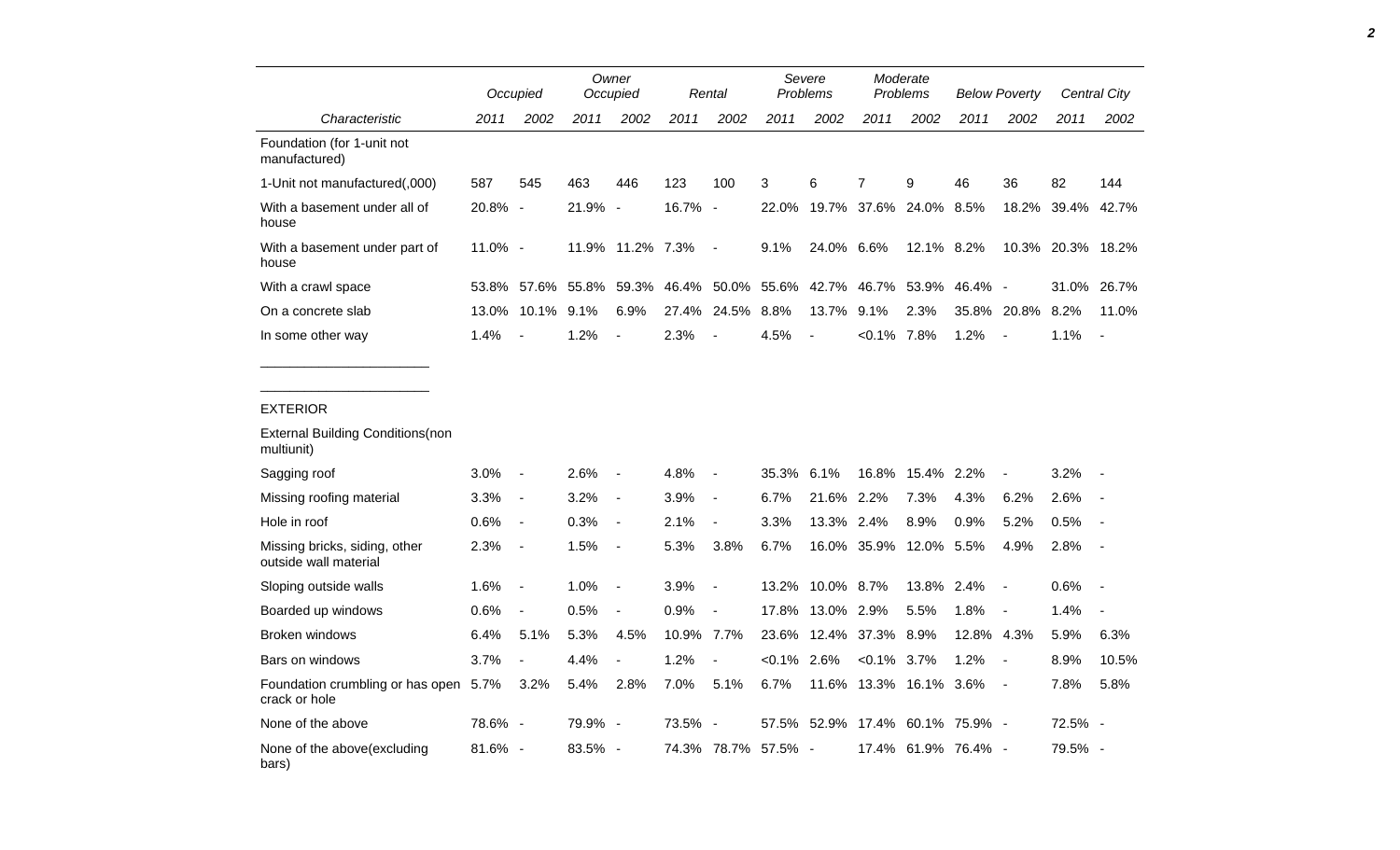| Characteristic | Occupied 2011 | Occupied 2002 | Owner Occupied 2011 | Owner Occupied 2002 | Rental 2011 | Rental 2002 | Severe Problems 2011 | Severe Problems 2002 | Moderate Problems 2011 | Moderate Problems 2002 | Below Poverty 2011 | Below Poverty 2002 | Central City 2011 | Central City 2002 |
|---|---|---|---|---|---|---|---|---|---|---|---|---|---|---|
| Foundation (for 1-unit not manufactured) | | | | | | | | | | | | | | |
| 1-Unit not manufactured(,000) | 587 | 545 | 463 | 446 | 123 | 100 | 3 | 6 | 7 | 9 | 46 | 36 | 82 | 144 |
| With a basement under all of house | 20.8% | - | 21.9% | - | 16.7% | - | 22.0% | 19.7% | 37.6% | 24.0% | 8.5% | 18.2% | 39.4% | 42.7% |
| With a basement under part of house | 11.0% | - | 11.9% | 11.2% | 7.3% | - | 9.1% | 24.0% | 6.6% | 12.1% | 8.2% | 10.3% | 20.3% | 18.2% |
| With a crawl space | 53.8% | 57.6% | 55.8% | 59.3% | 46.4% | 50.0% | 55.6% | 42.7% | 46.7% | 53.9% | 46.4% | - | 31.0% | 26.7% |
| On a concrete slab | 13.0% | 10.1% | 9.1% | 6.9% | 27.4% | 24.5% | 8.8% | 13.7% | 9.1% | 2.3% | 35.8% | 20.8% | 8.2% | 11.0% |
| In some other way | 1.4% | - | 1.2% | - | 2.3% | - | 4.5% | - | <0.1% | 7.8% | 1.2% | - | 1.1% | - |
| EXTERIOR | | | | | | | | | | | | | | |
| External Building Conditions(non multiunit) | | | | | | | | | | | | | | |
| Sagging roof | 3.0% | - | 2.6% | - | 4.8% | - | 35.3% | 6.1% | 16.8% | 15.4% | 2.2% | - | 3.2% | - |
| Missing roofing material | 3.3% | - | 3.2% | - | 3.9% | - | 6.7% | 21.6% | 2.2% | 7.3% | 4.3% | 6.2% | 2.6% | - |
| Hole in roof | 0.6% | - | 0.3% | - | 2.1% | - | 3.3% | 13.3% | 2.4% | 8.9% | 0.9% | 5.2% | 0.5% | - |
| Missing bricks, siding, other outside wall material | 2.3% | - | 1.5% | - | 5.3% | 3.8% | 6.7% | 16.0% | 35.9% | 12.0% | 5.5% | 4.9% | 2.8% | - |
| Sloping outside walls | 1.6% | - | 1.0% | - | 3.9% | - | 13.2% | 10.0% | 8.7% | 13.8% | 2.4% | - | 0.6% | - |
| Boarded up windows | 0.6% | - | 0.5% | - | 0.9% | - | 17.8% | 13.0% | 2.9% | 5.5% | 1.8% | - | 1.4% | - |
| Broken windows | 6.4% | 5.1% | 5.3% | 4.5% | 10.9% | 7.7% | 23.6% | 12.4% | 37.3% | 8.9% | 12.8% | 4.3% | 5.9% | 6.3% |
| Bars on windows | 3.7% | - | 4.4% | - | 1.2% | - | <0.1% | 2.6% | <0.1% | 3.7% | 1.2% | - | 8.9% | 10.5% |
| Foundation crumbling or has open crack or hole | 5.7% | 3.2% | 5.4% | 2.8% | 7.0% | 5.1% | 6.7% | 11.6% | 13.3% | 16.1% | 3.6% | - | 7.8% | 5.8% |
| None of the above | 78.6% | - | 79.9% | - | 73.5% | - | 57.5% | 52.9% | 17.4% | 60.1% | 75.9% | - | 72.5% | - |
| None of the above(excluding bars) | 81.6% | - | 83.5% | - | 74.3% | 78.7% | 57.5% | - | 17.4% | 61.9% | 76.4% | - | 79.5% | - |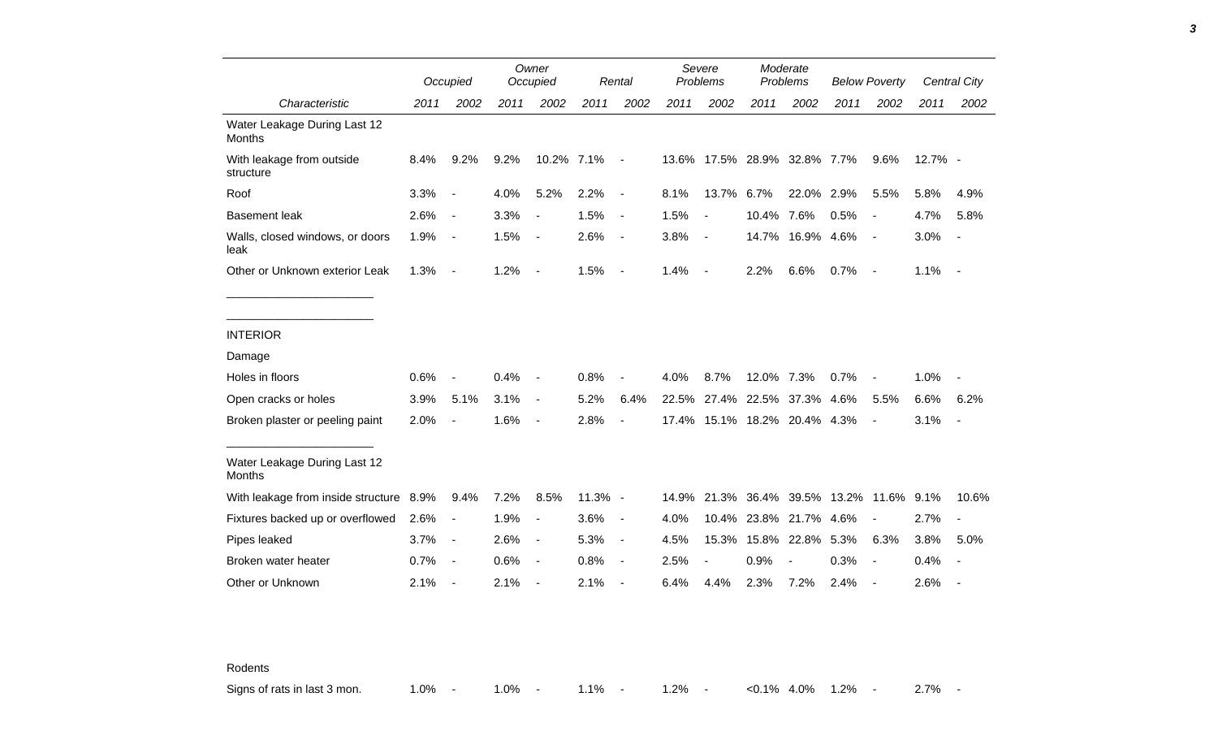| Characteristic | Occupied 2011 | Occupied 2002 | Owner Occupied 2011 | Owner Occupied 2002 | Rental 2011 | Rental 2002 | Severe Problems 2011 | Severe Problems 2002 | Moderate Problems 2011 | Moderate Problems 2002 | Below Poverty 2011 | Below Poverty 2002 | Central City 2011 | Central City 2002 |
|---|---|---|---|---|---|---|---|---|---|---|---|---|---|---|
| Water Leakage During Last 12 Months | | | | | | | | | | | | | | |
| With leakage from outside structure | 8.4% | 9.2% | 9.2% | 10.2% | 7.1% | - | 13.6% | 17.5% | 28.9% | 32.8% | 7.7% | 9.6% | 12.7% | - |
| Roof | 3.3% | - | 4.0% | 5.2% | 2.2% | - | 8.1% | 13.7% | 6.7% | 22.0% | 2.9% | 5.5% | 5.8% | 4.9% |
| Basement leak | 2.6% | - | 3.3% | - | 1.5% | - | 1.5% | - | 10.4% | 7.6% | 0.5% | - | 4.7% | 5.8% |
| Walls, closed windows, or doors leak | 1.9% | - | 1.5% | - | 2.6% | - | 3.8% | - | 14.7% | 16.9% | 4.6% | - | 3.0% | - |
| Other or Unknown exterior Leak | 1.3% | - | 1.2% | - | 1.5% | - | 1.4% | - | 2.2% | 6.6% | 0.7% | - | 1.1% | - |
| INTERIOR | | | | | | | | | | | | | | |
| Damage | | | | | | | | | | | | | | |
| Holes in floors | 0.6% | - | 0.4% | - | 0.8% | - | 4.0% | 8.7% | 12.0% | 7.3% | 0.7% | - | 1.0% | - |
| Open cracks or holes | 3.9% | 5.1% | 3.1% | - | 5.2% | 6.4% | 22.5% | 27.4% | 22.5% | 37.3% | 4.6% | 5.5% | 6.6% | 6.2% |
| Broken plaster or peeling paint | 2.0% | - | 1.6% | - | 2.8% | - | 17.4% | 15.1% | 18.2% | 20.4% | 4.3% | - | 3.1% | - |
| Water Leakage During Last 12 Months | | | | | | | | | | | | | | |
| With leakage from inside structure | 8.9% | 9.4% | 7.2% | 8.5% | 11.3% | - | 14.9% | 21.3% | 36.4% | 39.5% | 13.2% | 11.6% | 9.1% | 10.6% |
| Fixtures backed up or overflowed | 2.6% | - | 1.9% | - | 3.6% | - | 4.0% | 10.4% | 23.8% | 21.7% | 4.6% | - | 2.7% | - |
| Pipes leaked | 3.7% | - | 2.6% | - | 5.3% | - | 4.5% | 15.3% | 15.8% | 22.8% | 5.3% | 6.3% | 3.8% | 5.0% |
| Broken water heater | 0.7% | - | 0.6% | - | 0.8% | - | 2.5% | - | 0.9% | - | 0.3% | - | 0.4% | - |
| Other or Unknown | 2.1% | - | 2.1% | - | 2.1% | - | 6.4% | 4.4% | 2.3% | 7.2% | 2.4% | - | 2.6% | - |
| Rodents | | | | | | | | | | | | | | |
| Signs of rats in last 3 mon. | 1.0% | - | 1.0% | - | 1.1% | - | 1.2% | - | <0.1% | 4.0% | 1.2% | - | 2.7% | - |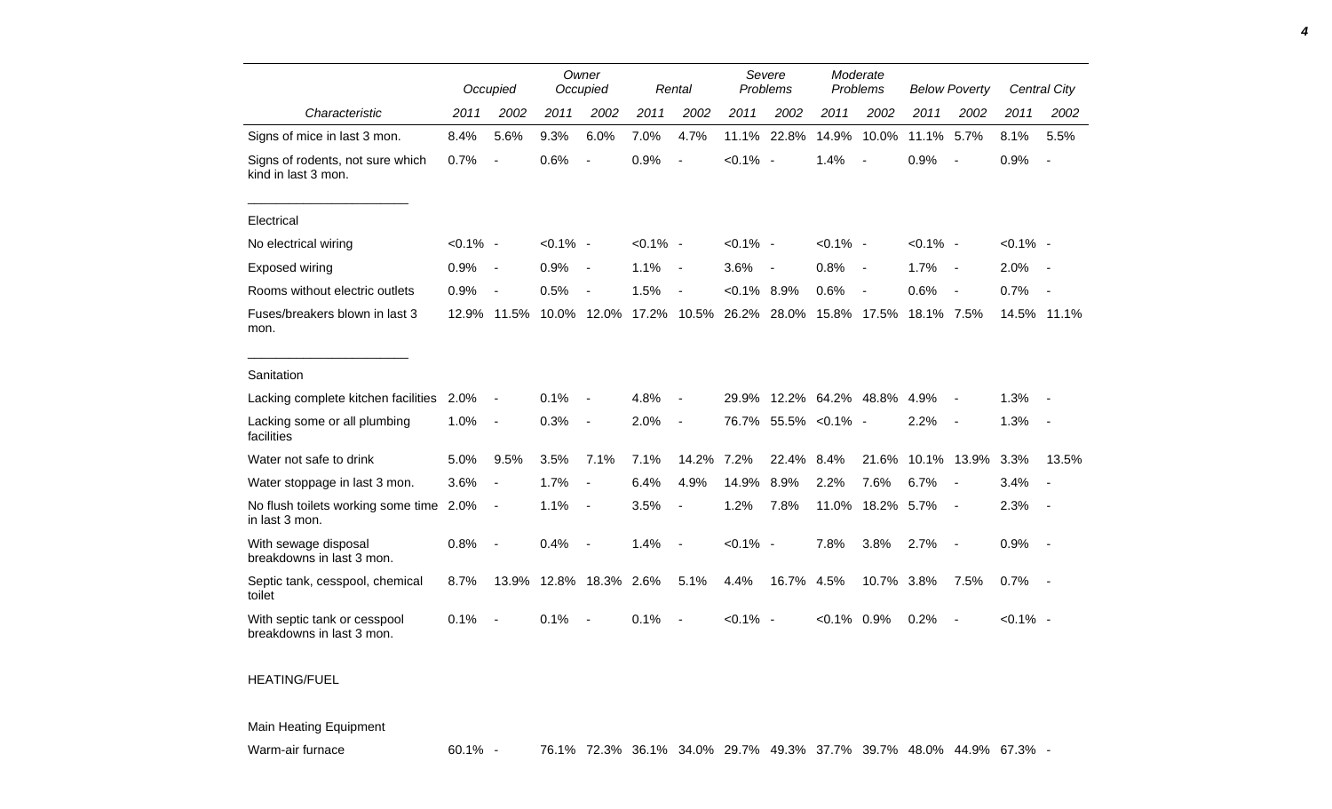| Characteristic | Occupied | | Owner Occupied | | Rental | | Severe Problems | | Moderate Problems | | Below Poverty | | Central City | |
|---|---|---|---|---|---|---|---|---|---|---|---|---|---|---|
| | 2011 | 2002 | 2011 | 2002 | 2011 | 2002 | 2011 | 2002 | 2011 | 2002 | 2011 | 2002 | 2011 | 2002 |
| Signs of mice in last 3 mon. | 8.4% | 5.6% | 9.3% | 6.0% | 7.0% | 4.7% | 11.1% | 22.8% | 14.9% | 10.0% | 11.1% | 5.7% | 8.1% | 5.5% |
| Signs of rodents, not sure which kind in last 3 mon. | 0.7% | - | 0.6% | - | 0.9% | - | <0.1% | - | 1.4% | - | 0.9% | - | 0.9% | - |
| Electrical | | | | | | | | | | | | | | |
| No electrical wiring | <0.1% | - | <0.1% | - | <0.1% | - | <0.1% | - | <0.1% | - | <0.1% | - | <0.1% | - |
| Exposed wiring | 0.9% | - | 0.9% | - | 1.1% | - | 3.6% | - | 0.8% | - | 1.7% | - | 2.0% | - |
| Rooms without electric outlets | 0.9% | - | 0.5% | - | 1.5% | - | <0.1% | 8.9% | 0.6% | - | 0.6% | - | 0.7% | - |
| Fuses/breakers blown in last 3 mon. | 12.9% | 11.5% | 10.0% | 12.0% | 17.2% | 10.5% | 26.2% | 28.0% | 15.8% | 17.5% | 18.1% | 7.5% | 14.5% | 11.1% |
| Sanitation | | | | | | | | | | | | | | |
| Lacking complete kitchen facilities | 2.0% | - | 0.1% | - | 4.8% | - | 29.9% | 12.2% | 64.2% | 48.8% | 4.9% | - | 1.3% | - |
| Lacking some or all plumbing facilities | 1.0% | - | 0.3% | - | 2.0% | - | 76.7% | 55.5% | <0.1% | - | 2.2% | - | 1.3% | - |
| Water not safe to drink | 5.0% | 9.5% | 3.5% | 7.1% | 7.1% | 14.2% | 7.2% | 22.4% | 8.4% | 21.6% | 10.1% | 13.9% | 3.3% | 13.5% |
| Water stoppage in last 3 mon. | 3.6% | - | 1.7% | - | 6.4% | 4.9% | 14.9% | 8.9% | 2.2% | 7.6% | 6.7% | - | 3.4% | - |
| No flush toilets working some time in last 3 mon. | 2.0% | - | 1.1% | - | 3.5% | - | 1.2% | 7.8% | 11.0% | 18.2% | 5.7% | - | 2.3% | - |
| With sewage disposal breakdowns in last 3 mon. | 0.8% | - | 0.4% | - | 1.4% | - | <0.1% | - | 7.8% | 3.8% | 2.7% | - | 0.9% | - |
| Septic tank, cesspool, chemical toilet | 8.7% | 13.9% | 12.8% | 18.3% | 2.6% | 5.1% | 4.4% | 16.7% | 4.5% | 10.7% | 3.8% | 7.5% | 0.7% | - |
| With septic tank or cesspool breakdowns in last 3 mon. | 0.1% | - | 0.1% | - | 0.1% | - | <0.1% | - | <0.1% | 0.9% | 0.2% | - | <0.1% | - |
| HEATING/FUEL | | | | | | | | | | | | | | |
| Main Heating Equipment | | | | | | | | | | | | | | |
| Warm-air furnace | 60.1% | - | 76.1% | 72.3% | 36.1% | 34.0% | 29.7% | 49.3% | 37.7% | 39.7% | 48.0% | 44.9% | 67.3% | - |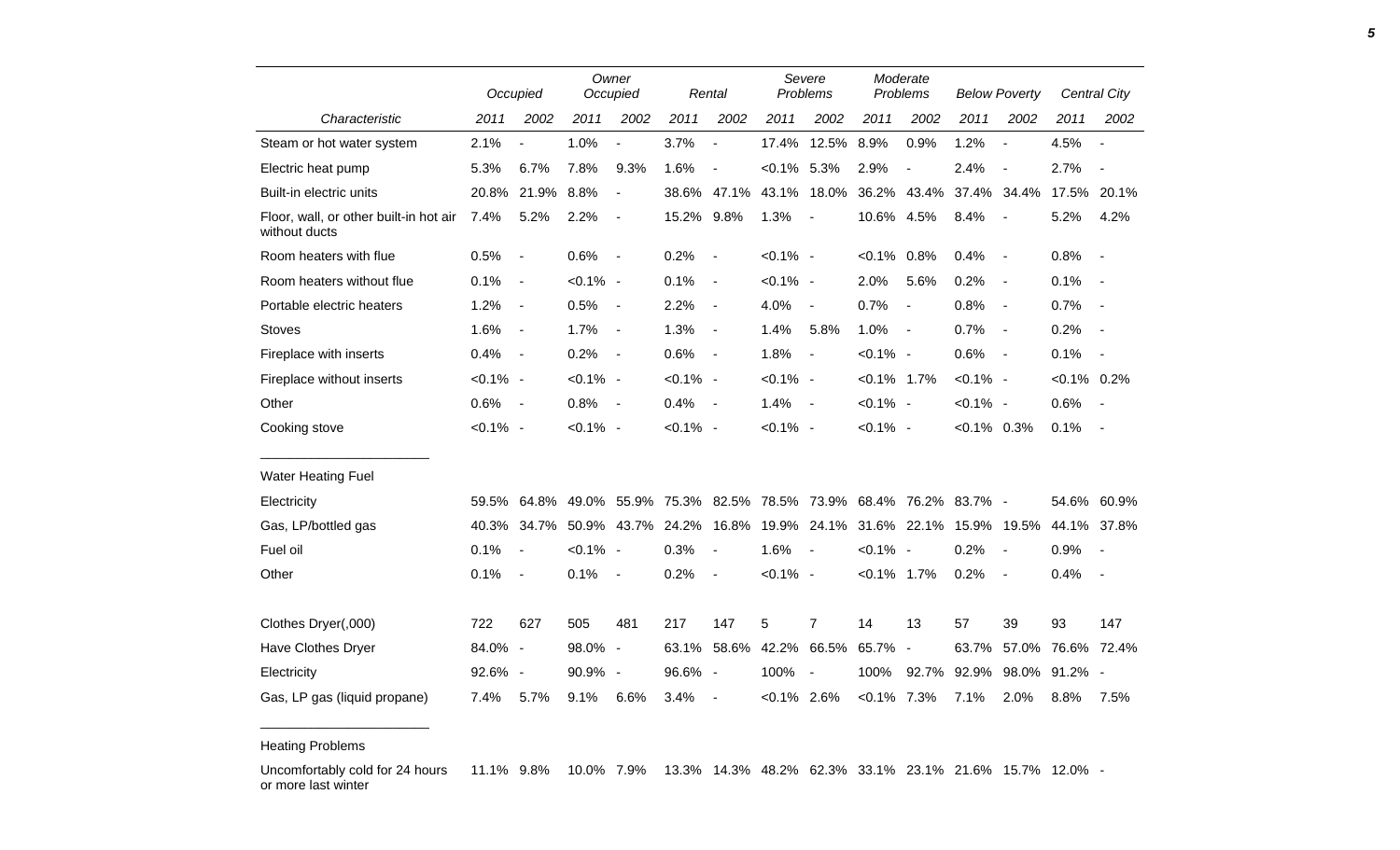| Characteristic | Occupied | | Owner Occupied | | Rental | | Severe Problems | | Moderate Problems | | Below Poverty | | Central City | |
|---|---|---|---|---|---|---|---|---|---|---|---|---|---|---|
| | 2011 | 2002 | 2011 | 2002 | 2011 | 2002 | 2011 | 2002 | 2011 | 2002 | 2011 | 2002 | 2011 | 2002 |
| Steam or hot water system | 2.1% | - | 1.0% | - | 3.7% | - | 17.4% | 12.5% | 8.9% | 0.9% | 1.2% | - | 4.5% | - |
| Electric heat pump | 5.3% | 6.7% | 7.8% | 9.3% | 1.6% | - | <0.1% | 5.3% | 2.9% | - | 2.4% | - | 2.7% | - |
| Built-in electric units | 20.8% | 21.9% | 8.8% | - | 38.6% | 47.1% | 43.1% | 18.0% | 36.2% | 43.4% | 37.4% | 34.4% | 17.5% | 20.1% |
| Floor, wall, or other built-in hot air without ducts | 7.4% | 5.2% | 2.2% | - | 15.2% | 9.8% | 1.3% | - | 10.6% | 4.5% | 8.4% | - | 5.2% | 4.2% |
| Room heaters with flue | 0.5% | - | 0.6% | - | 0.2% | - | <0.1% | - | <0.1% | 0.8% | 0.4% | - | 0.8% | - |
| Room heaters without flue | 0.1% | - | <0.1% | - | 0.1% | - | <0.1% | - | 2.0% | 5.6% | 0.2% | - | 0.1% | - |
| Portable electric heaters | 1.2% | - | 0.5% | - | 2.2% | - | 4.0% | - | 0.7% | - | 0.8% | - | 0.7% | - |
| Stoves | 1.6% | - | 1.7% | - | 1.3% | - | 1.4% | 5.8% | 1.0% | - | 0.7% | - | 0.2% | - |
| Fireplace with inserts | 0.4% | - | 0.2% | - | 0.6% | - | 1.8% | - | <0.1% | - | 0.6% | - | 0.1% | - |
| Fireplace without inserts | <0.1% | - | <0.1% | - | <0.1% | - | <0.1% | - | <0.1% | 1.7% | <0.1% | - | <0.1% | 0.2% |
| Other | 0.6% | - | 0.8% | - | 0.4% | - | 1.4% | - | <0.1% | - | <0.1% | - | 0.6% | - |
| Cooking stove | <0.1% | - | <0.1% | - | <0.1% | - | <0.1% | - | <0.1% | - | <0.1% | 0.3% | 0.1% | - |
| **Water Heating Fuel** | | | | | | | | | | | | | | |
| Electricity | 59.5% | 64.8% | 49.0% | 55.9% | 75.3% | 82.5% | 78.5% | 73.9% | 68.4% | 76.2% | 83.7% | - | 54.6% | 60.9% |
| Gas, LP/bottled gas | 40.3% | 34.7% | 50.9% | 43.7% | 24.2% | 16.8% | 19.9% | 24.1% | 31.6% | 22.1% | 15.9% | 19.5% | 44.1% | 37.8% |
| Fuel oil | 0.1% | - | <0.1% | - | 0.3% | - | 1.6% | - | <0.1% | - | 0.2% | - | 0.9% | - |
| Other | 0.1% | - | 0.1% | - | 0.2% | - | <0.1% | - | <0.1% | 1.7% | 0.2% | - | 0.4% | - |
| Clothes Dryer(,000) | 722 | 627 | 505 | 481 | 217 | 147 | 5 | 7 | 14 | 13 | 57 | 39 | 93 | 147 |
| Have Clothes Dryer | 84.0% | - | 98.0% | - | 63.1% | 58.6% | 42.2% | 66.5% | 65.7% | - | 63.7% | 57.0% | 76.6% | 72.4% |
| Electricity | 92.6% | - | 90.9% | - | 96.6% | - | 100% | - | 100% | 92.7% | 92.9% | 98.0% | 91.2% | - |
| Gas, LP gas (liquid propane) | 7.4% | 5.7% | 9.1% | 6.6% | 3.4% | - | <0.1% | 2.6% | <0.1% | 7.3% | 7.1% | 2.0% | 8.8% | 7.5% |
| **Heating Problems** | | | | | | | | | | | | | | |
| Uncomfortably cold for 24 hours or more last winter | 11.1% | 9.8% | 10.0% | 7.9% | 13.3% | 14.3% | 48.2% | 62.3% | 33.1% | 23.1% | 21.6% | 15.7% | 12.0% | - |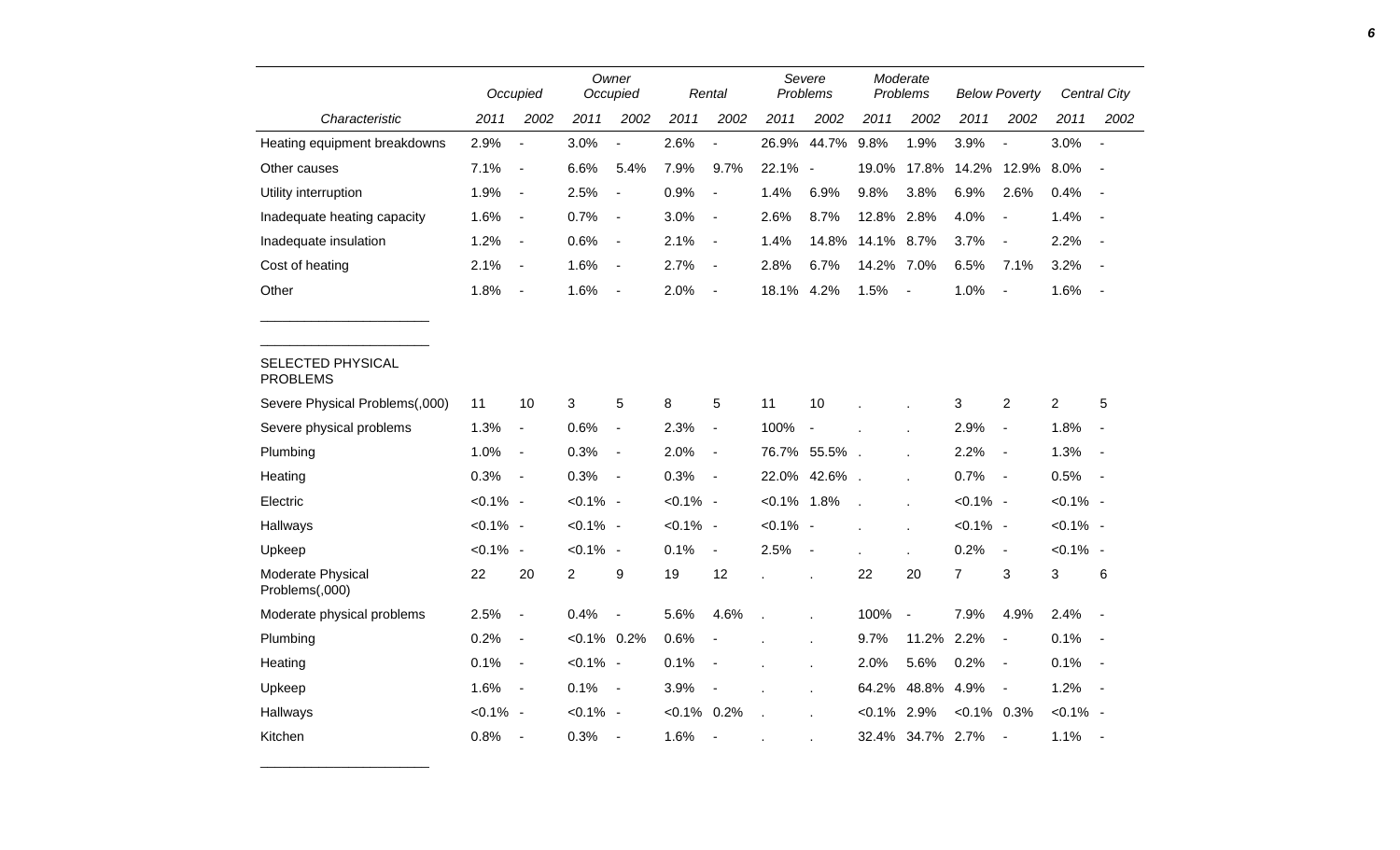| Characteristic | Occupied 2011 | Occupied 2002 | Owner Occupied 2011 | Owner Occupied 2002 | Rental 2011 | Rental 2002 | Severe Problems 2011 | Severe Problems 2002 | Moderate Problems 2011 | Moderate Problems 2002 | Below Poverty 2011 | Below Poverty 2002 | Central City 2011 | Central City 2002 |
|---|---|---|---|---|---|---|---|---|---|---|---|---|---|---|
| Heating equipment breakdowns | 2.9% | - | 3.0% | - | 2.6% | - | 26.9% | 44.7% | 9.8% | 1.9% | 3.9% | - | 3.0% | - |
| Other causes | 7.1% | - | 6.6% | 5.4% | 7.9% | 9.7% | 22.1% | - | 19.0% | 17.8% | 14.2% | 12.9% | 8.0% | - |
| Utility interruption | 1.9% | - | 2.5% | - | 0.9% | - | 1.4% | 6.9% | 9.8% | 3.8% | 6.9% | 2.6% | 0.4% | - |
| Inadequate heating capacity | 1.6% | - | 0.7% | - | 3.0% | - | 2.6% | 8.7% | 12.8% | 2.8% | 4.0% | - | 1.4% | - |
| Inadequate insulation | 1.2% | - | 0.6% | - | 2.1% | - | 1.4% | 14.8% | 14.1% | 8.7% | 3.7% | - | 2.2% | - |
| Cost of heating | 2.1% | - | 1.6% | - | 2.7% | - | 2.8% | 6.7% | 14.2% | 7.0% | 6.5% | 7.1% | 3.2% | - |
| Other | 1.8% | - | 1.6% | - | 2.0% | - | 18.1% | 4.2% | 1.5% | - | 1.0% | - | 1.6% | - |
| SELECTED PHYSICAL PROBLEMS | | | | | | | | | | | | | | |
| Severe Physical Problems(,000) | 11 | 10 | 3 | 5 | 8 | 5 | 11 | 10 | . | . | 3 | 2 | 2 | 5 |
| Severe physical problems | 1.3% | - | 0.6% | - | 2.3% | - | 100% | - | . | . | 2.9% | - | 1.8% | - |
| Plumbing | 1.0% | - | 0.3% | - | 2.0% | - | 76.7% | 55.5% | . | . | 2.2% | - | 1.3% | - |
| Heating | 0.3% | - | 0.3% | - | 0.3% | - | 22.0% | 42.6% | . | . | 0.7% | - | 0.5% | - |
| Electric | <0.1% | - | <0.1% | - | <0.1% | - | <0.1% | 1.8% | . | . | <0.1% | - | <0.1% | - |
| Hallways | <0.1% | - | <0.1% | - | <0.1% | - | <0.1% | - | . | . | <0.1% | - | <0.1% | - |
| Upkeep | <0.1% | - | <0.1% | - | 0.1% | - | 2.5% | - | . | . | 0.2% | - | <0.1% | - |
| Moderate Physical Problems(,000) | 22 | 20 | 2 | 9 | 19 | 12 | . | . | 22 | 20 | 7 | 3 | 3 | 6 |
| Moderate physical problems | 2.5% | - | 0.4% | - | 5.6% | 4.6% | . | . | 100% | - | 7.9% | 4.9% | 2.4% | - |
| Plumbing | 0.2% | - | <0.1% | 0.2% | 0.6% | - | . | . | 9.7% | 11.2% | 2.2% | - | 0.1% | - |
| Heating | 0.1% | - | <0.1% | - | 0.1% | - | . | . | 2.0% | 5.6% | 0.2% | - | 0.1% | - |
| Upkeep | 1.6% | - | 0.1% | - | 3.9% | - | . | . | 64.2% | 48.8% | 4.9% | - | 1.2% | - |
| Hallways | <0.1% | - | <0.1% | - | <0.1% | 0.2% | . | . | <0.1% | 2.9% | <0.1% | 0.3% | <0.1% | - |
| Kitchen | 0.8% | - | 0.3% | - | 1.6% | - | . | . | 32.4% | 34.7% | 2.7% | - | 1.1% | - |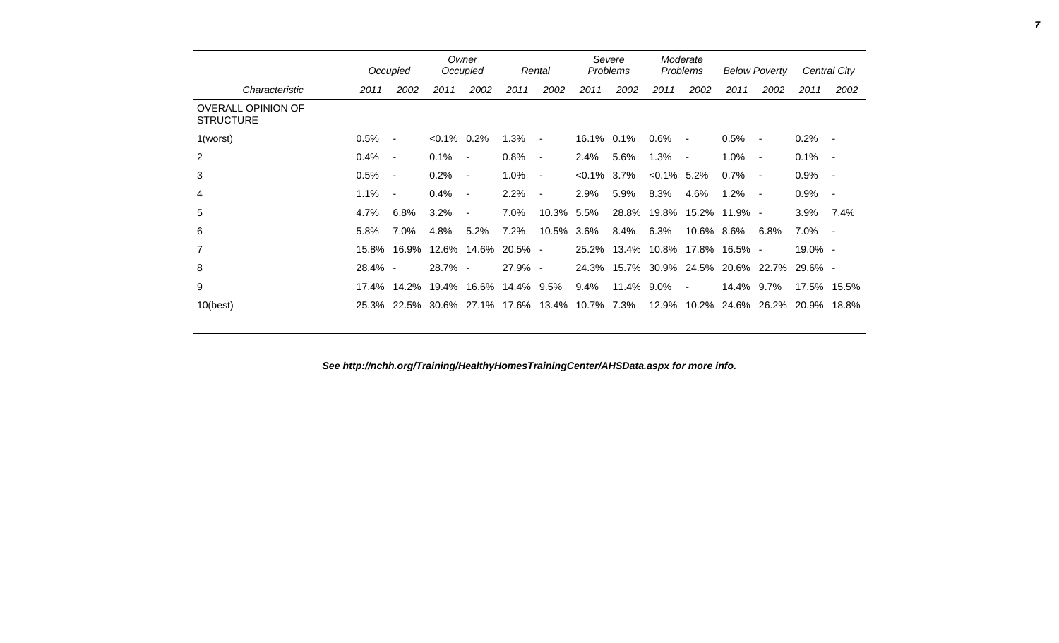| | Occupied | | Owner Occupied | | Rental | | Severe Problems | | Moderate Problems | | Below Poverty | | Central City | |
|---|---|---|---|---|---|---|---|---|---|---|---|---|---|---|
| Characteristic | 2011 | 2002 | 2011 | 2002 | 2011 | 2002 | 2011 | 2002 | 2011 | 2002 | 2011 | 2002 | 2011 | 2002 |
| OVERALL OPINION OF STRUCTURE | | | | | | | | | | | | | | |
| 1(worst) | 0.5% | - | <0.1% | 0.2% | 1.3% | - | 16.1% | 0.1% | 0.6% | - | 0.5% | - | 0.2% | - |
| 2 | 0.4% | - | 0.1% | - | 0.8% | - | 2.4% | 5.6% | 1.3% | - | 1.0% | - | 0.1% | - |
| 3 | 0.5% | - | 0.2% | - | 1.0% | - | <0.1% | 3.7% | <0.1% | 5.2% | 0.7% | - | 0.9% | - |
| 4 | 1.1% | - | 0.4% | - | 2.2% | - | 2.9% | 5.9% | 8.3% | 4.6% | 1.2% | - | 0.9% | - |
| 5 | 4.7% | 6.8% | 3.2% | - | 7.0% | 10.3% | 5.5% | 28.8% | 19.8% | 15.2% | 11.9% | - | 3.9% | 7.4% |
| 6 | 5.8% | 7.0% | 4.8% | 5.2% | 7.2% | 10.5% | 3.6% | 8.4% | 6.3% | 10.6% | 8.6% | 6.8% | 7.0% | - |
| 7 | 15.8% | 16.9% | 12.6% | 14.6% | 20.5% | - | 25.2% | 13.4% | 10.8% | 17.8% | 16.5% | - | 19.0% | - |
| 8 | 28.4% | - | 28.7% | - | 27.9% | - | 24.3% | 15.7% | 30.9% | 24.5% | 20.6% | 22.7% | 29.6% | - |
| 9 | 17.4% | 14.2% | 19.4% | 16.6% | 14.4% | 9.5% | 9.4% | 11.4% | 9.0% | - | 14.4% | 9.7% | 17.5% | 15.5% |
| 10(best) | 25.3% | 22.5% | 30.6% | 27.1% | 17.6% | 13.4% | 10.7% | 7.3% | 12.9% | 10.2% | 24.6% | 26.2% | 20.9% | 18.8% |

***See http://nchh.org/Training/HealthyHomesTrainingCenter/AHSData.aspx for more info.***